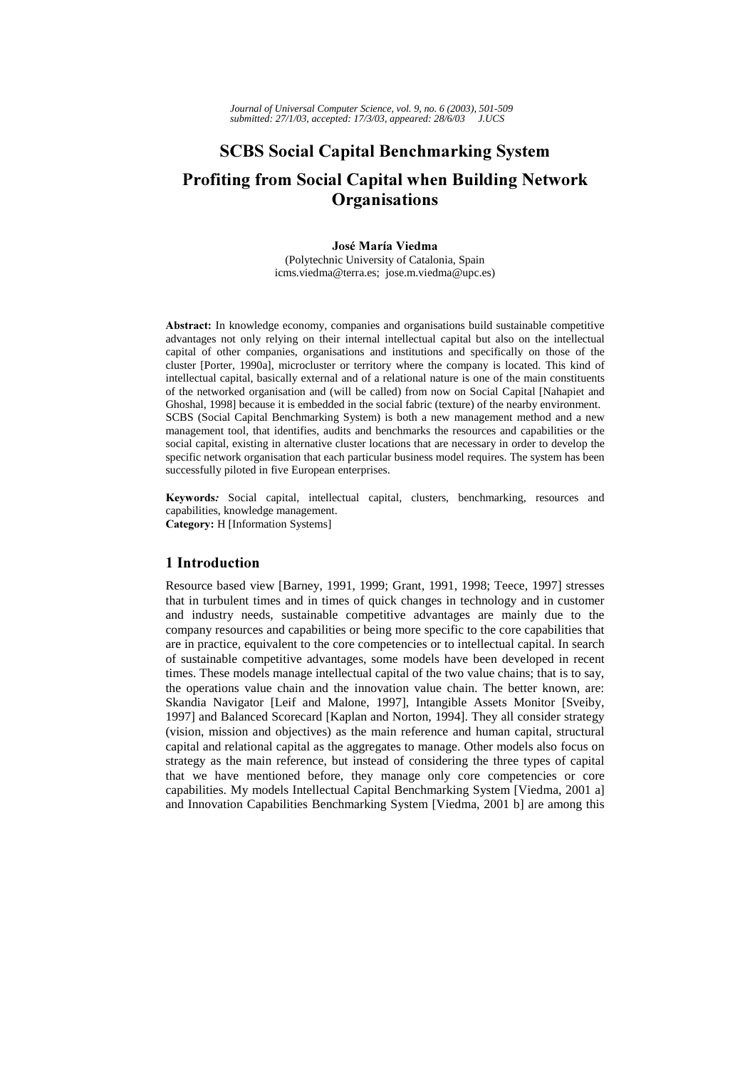# SCBS Social Capital Benchmarking System

# Profiting from Social Capital when Building Network Organisations

**José María Viedma**
(Polytechnic University of Catalonia, Spain
icms.viedma@terra.es; jose.m.viedma@upc.es)

**Abstract:** In knowledge economy, companies and organisations build sustainable competitive advantages not only relying on their internal intellectual capital but also on the intellectual capital of other companies, organisations and institutions and specifically on those of the cluster [Porter, 1990a], microcluster or territory where the company is located. This kind of intellectual capital, basically external and of a relational nature is one of the main constituents of the networked organisation and (will be called) from now on Social Capital [Nahapiet and Ghoshal, 1998] because it is embedded in the social fabric (texture) of the nearby environment.
SCBS (Social Capital Benchmarking System) is both a new management method and a new management tool, that identifies, audits and benchmarks the resources and capabilities or the social capital, existing in alternative cluster locations that are necessary in order to develop the specific network organisation that each particular business model requires. The system has been successfully piloted in five European enterprises.

***Keywords:*** Social capital, intellectual capital, clusters, benchmarking, resources and capabilities, knowledge management.
**Category:** H [Information Systems]

## 1 Introduction

Resource based view [Barney, 1991, 1999; Grant, 1991, 1998; Teece, 1997] stresses that in turbulent times and in times of quick changes in technology and in customer and industry needs, sustainable competitive advantages are mainly due to the company resources and capabilities or being more specific to the core capabilities that are in practice, equivalent to the core competencies or to intellectual capital. In search of sustainable competitive advantages, some models have been developed in recent times. These models manage intellectual capital of the two value chains; that is to say, the operations value chain and the innovation value chain. The better known, are: Skandia Navigator [Leif and Malone, 1997], Intangible Assets Monitor [Sveiby, 1997] and Balanced Scorecard [Kaplan and Norton, 1994]. They all consider strategy (vision, mission and objectives) as the main reference and human capital, structural capital and relational capital as the aggregates to manage. Other models also focus on strategy as the main reference, but instead of considering the three types of capital that we have mentioned before, they manage only core competencies or core capabilities. My models Intellectual Capital Benchmarking System [Viedma, 2001 a] and Innovation Capabilities Benchmarking System [Viedma, 2001 b] are among this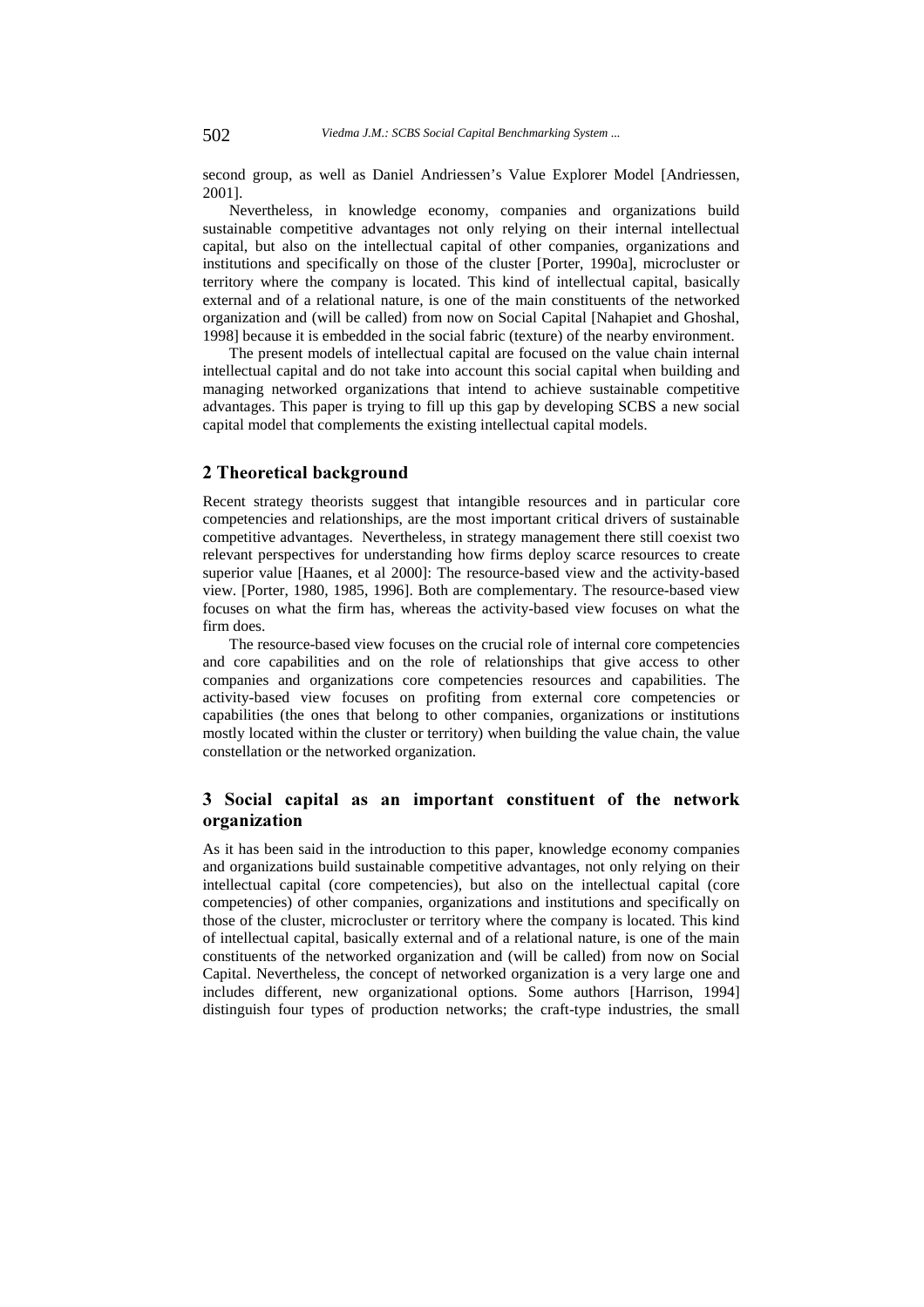second group, as well as Daniel Andriessen's Value Explorer Model [Andriessen, 2001].

Nevertheless, in knowledge economy, companies and organizations build sustainable competitive advantages not only relying on their internal intellectual capital, but also on the intellectual capital of other companies, organizations and institutions and specifically on those of the cluster [Porter, 1990a], microcluster or territory where the company is located. This kind of intellectual capital, basically external and of a relational nature, is one of the main constituents of the networked organization and (will be called) from now on Social Capital [Nahapiet and Ghoshal, 1998] because it is embedded in the social fabric (texture) of the nearby environment.

The present models of intellectual capital are focused on the value chain internal intellectual capital and do not take into account this social capital when building and managing networked organizations that intend to achieve sustainable competitive advantages. This paper is trying to fill up this gap by developing SCBS a new social capital model that complements the existing intellectual capital models.

## 2 Theoretical background

Recent strategy theorists suggest that intangible resources and in particular core competencies and relationships, are the most important critical drivers of sustainable competitive advantages. Nevertheless, in strategy management there still coexist two relevant perspectives for understanding how firms deploy scarce resources to create superior value [Haanes, et al 2000]: The resource-based view and the activity-based view. [Porter, 1980, 1985, 1996]. Both are complementary. The resource-based view focuses on what the firm has, whereas the activity-based view focuses on what the firm does.

The resource-based view focuses on the crucial role of internal core competencies and core capabilities and on the role of relationships that give access to other companies and organizations core competencies resources and capabilities. The activity-based view focuses on profiting from external core competencies or capabilities (the ones that belong to other companies, organizations or institutions mostly located within the cluster or territory) when building the value chain, the value constellation or the networked organization.

## 3 Social capital as an important constituent of the network organization

As it has been said in the introduction to this paper, knowledge economy companies and organizations build sustainable competitive advantages, not only relying on their intellectual capital (core competencies), but also on the intellectual capital (core competencies) of other companies, organizations and institutions and specifically on those of the cluster, microcluster or territory where the company is located. This kind of intellectual capital, basically external and of a relational nature, is one of the main constituents of the networked organization and (will be called) from now on Social Capital. Nevertheless, the concept of networked organization is a very large one and includes different, new organizational options. Some authors [Harrison, 1994] distinguish four types of production networks; the craft-type industries, the small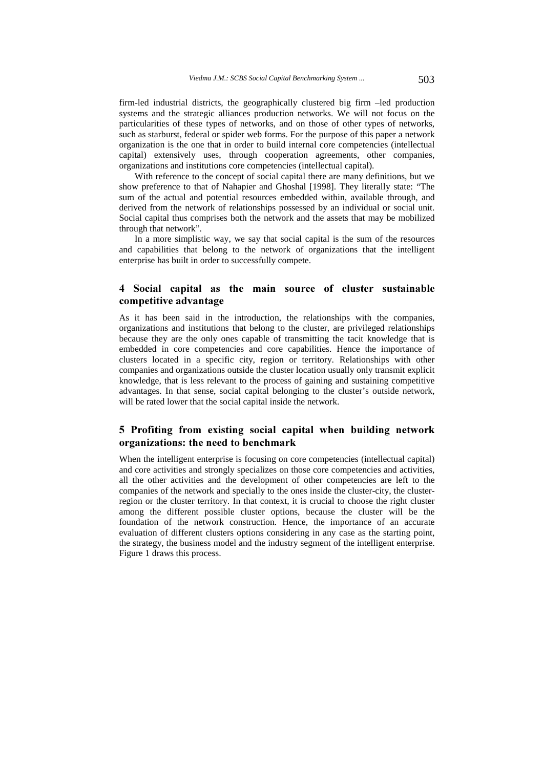firm-led industrial districts, the geographically clustered big firm –led production systems and the strategic alliances production networks. We will not focus on the particularities of these types of networks, and on those of other types of networks, such as starburst, federal or spider web forms. For the purpose of this paper a network organization is the one that in order to build internal core competencies (intellectual capital) extensively uses, through cooperation agreements, other companies, organizations and institutions core competencies (intellectual capital).

With reference to the concept of social capital there are many definitions, but we show preference to that of Nahapier and Ghoshal [1998]. They literally state: "The sum of the actual and potential resources embedded within, available through, and derived from the network of relationships possessed by an individual or social unit. Social capital thus comprises both the network and the assets that may be mobilized through that network".

In a more simplistic way, we say that social capital is the sum of the resources and capabilities that belong to the network of organizations that the intelligent enterprise has built in order to successfully compete.

## 4 Social capital as the main source of cluster sustainable competitive advantage

As it has been said in the introduction, the relationships with the companies, organizations and institutions that belong to the cluster, are privileged relationships because they are the only ones capable of transmitting the tacit knowledge that is embedded in core competencies and core capabilities. Hence the importance of clusters located in a specific city, region or territory. Relationships with other companies and organizations outside the cluster location usually only transmit explicit knowledge, that is less relevant to the process of gaining and sustaining competitive advantages. In that sense, social capital belonging to the cluster's outside network, will be rated lower that the social capital inside the network.

## 5 Profiting from existing social capital when building network organizations: the need to benchmark

When the intelligent enterprise is focusing on core competencies (intellectual capital) and core activities and strongly specializes on those core competencies and activities, all the other activities and the development of other competencies are left to the companies of the network and specially to the ones inside the cluster-city, the cluster-region or the cluster territory. In that context, it is crucial to choose the right cluster among the different possible cluster options, because the cluster will be the foundation of the network construction. Hence, the importance of an accurate evaluation of different clusters options considering in any case as the starting point, the strategy, the business model and the industry segment of the intelligent enterprise. Figure 1 draws this process.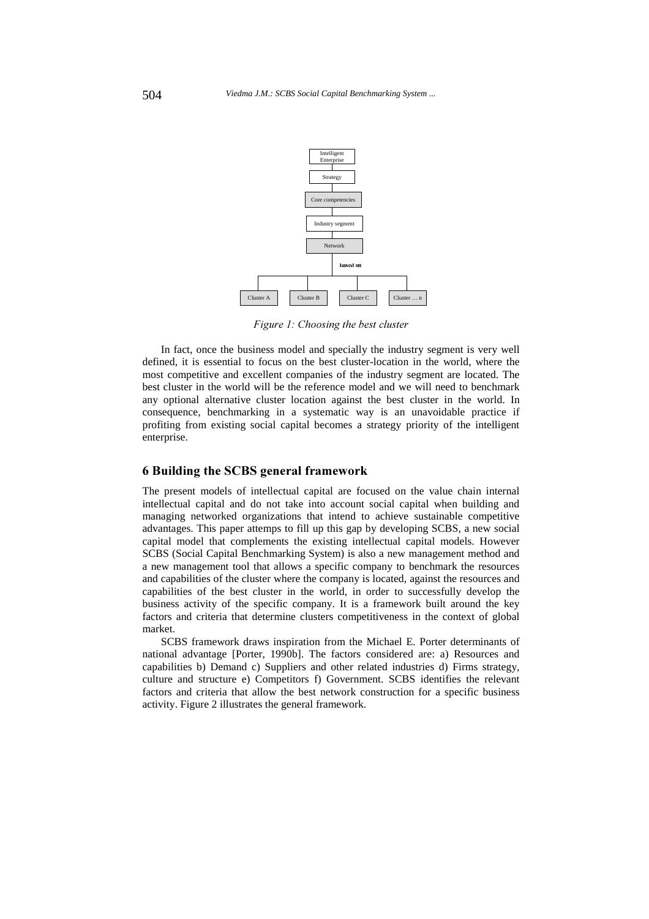Intelligent Enterprise → Strategy → Core competencies → Industry segment → Network

based on

Cluster A | Cluster B | Cluster C | Cluster … n

*Figure 1: Choosing the best cluster*

In fact, once the business model and specially the industry segment is very well defined, it is essential to focus on the best cluster-location in the world, where the most competitive and excellent companies of the industry segment are located. The best cluster in the world will be the reference model and we will need to benchmark any optional alternative cluster location against the best cluster in the world. In consequence, benchmarking in a systematic way is an unavoidable practice if profiting from existing social capital becomes a strategy priority of the intelligent enterprise.

## 6 Building the SCBS general framework

The present models of intellectual capital are focused on the value chain internal intellectual capital and do not take into account social capital when building and managing networked organizations that intend to achieve sustainable competitive advantages. This paper attemps to fill up this gap by developing SCBS, a new social capital model that complements the existing intellectual capital models. However SCBS (Social Capital Benchmarking System) is also a new management method and a new management tool that allows a specific company to benchmark the resources and capabilities of the cluster where the company is located, against the resources and capabilities of the best cluster in the world, in order to successfully develop the business activity of the specific company. It is a framework built around the key factors and criteria that determine clusters competitiveness in the context of global market.

SCBS framework draws inspiration from the Michael E. Porter determinants of national advantage [Porter, 1990b]. The factors considered are: a) Resources and capabilities b) Demand c) Suppliers and other related industries d) Firms strategy, culture and structure e) Competitors f) Government. SCBS identifies the relevant factors and criteria that allow the best network construction for a specific business activity. Figure 2 illustrates the general framework.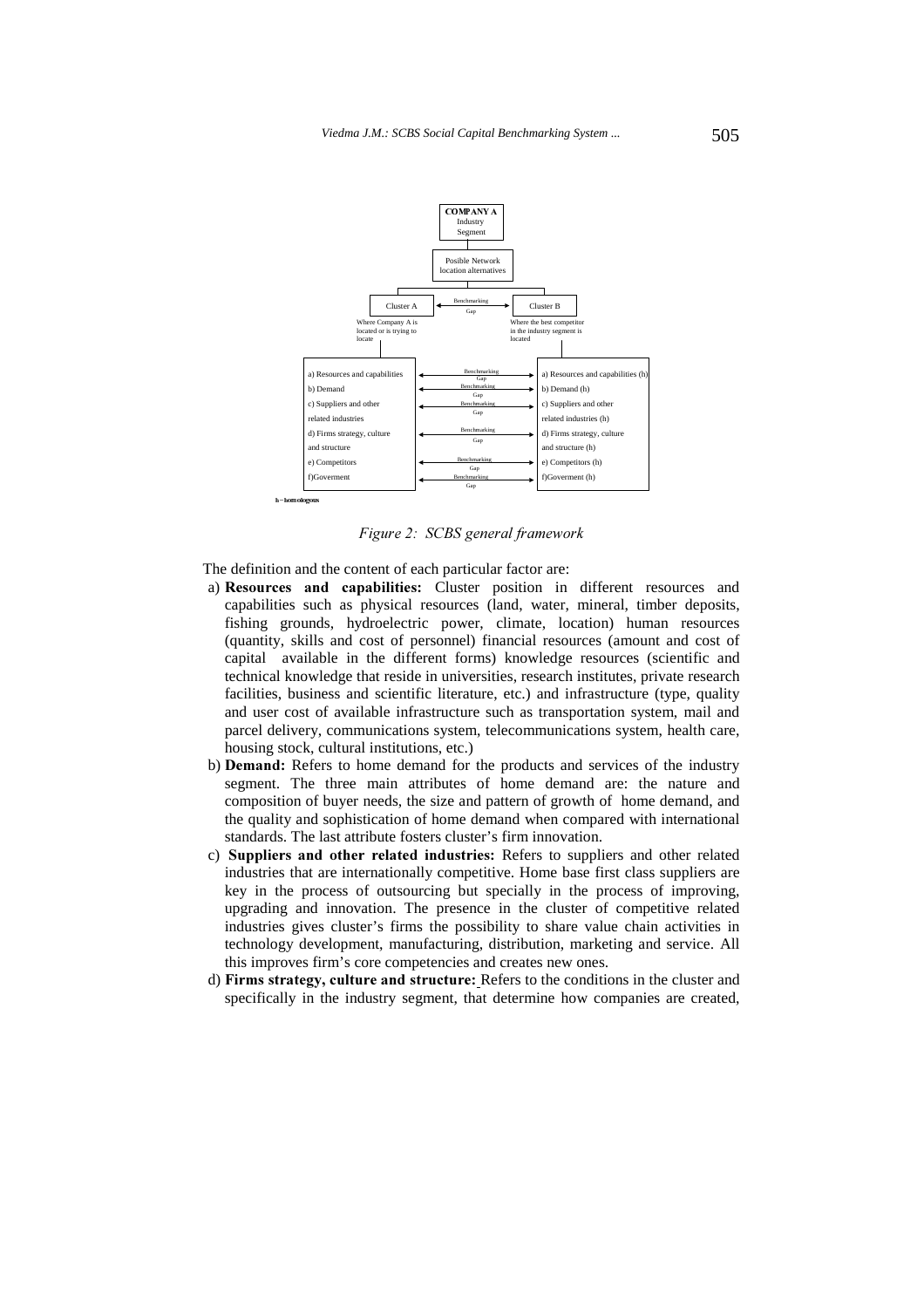*Figure 2: SCBS general framework*

The definition and the content of each particular factor are:

a) **Resources and capabilities:** Cluster position in different resources and capabilities such as physical resources (land, water, mineral, timber deposits, fishing grounds, hydroelectric power, climate, location) human resources (quantity, skills and cost of personnel) financial resources (amount and cost of capital available in the different forms) knowledge resources (scientific and technical knowledge that reside in universities, research institutes, private research facilities, business and scientific literature, etc.) and infrastructure (type, quality and user cost of available infrastructure such as transportation system, mail and parcel delivery, communications system, telecommunications system, health care, housing stock, cultural institutions, etc.)

b) **Demand:** Refers to home demand for the products and services of the industry segment. The three main attributes of home demand are: the nature and composition of buyer needs, the size and pattern of growth of home demand, and the quality and sophistication of home demand when compared with international standards. The last attribute fosters cluster's firm innovation.

c) **Suppliers and other related industries:** Refers to suppliers and other related industries that are internationally competitive. Home base first class suppliers are key in the process of outsourcing but specially in the process of improving, upgrading and innovation. The presence in the cluster of competitive related industries gives cluster's firms the possibility to share value chain activities in technology development, manufacturing, distribution, marketing and service. All this improves firm's core competencies and creates new ones.

d) **Firms strategy, culture and structure:** Refers to the conditions in the cluster and specifically in the industry segment, that determine how companies are created,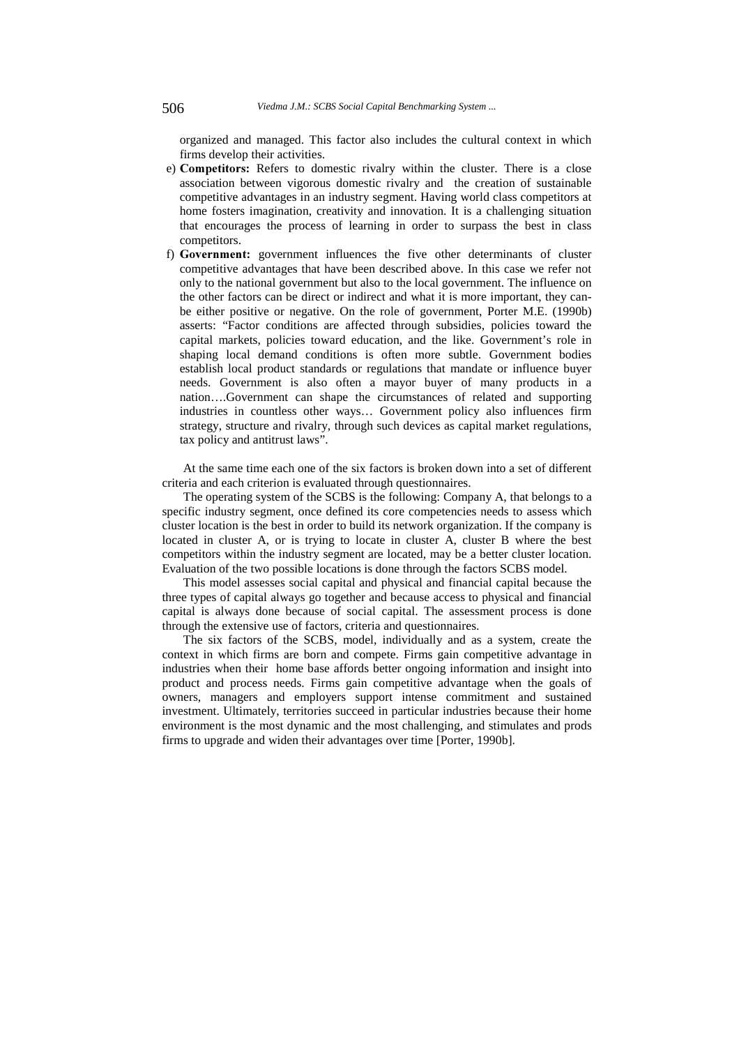organized and managed. This factor also includes the cultural context in which firms develop their activities.

e) **Competitors:** Refers to domestic rivalry within the cluster. There is a close association between vigorous domestic rivalry and the creation of sustainable competitive advantages in an industry segment. Having world class competitors at home fosters imagination, creativity and innovation. It is a challenging situation that encourages the process of learning in order to surpass the best in class competitors.

f) **Government:** government influences the five other determinants of cluster competitive advantages that have been described above. In this case we refer not only to the national government but also to the local government. The influence on the other factors can be direct or indirect and what it is more important, they can-be either positive or negative. On the role of government, Porter M.E. (1990b) asserts: "Factor conditions are affected through subsidies, policies toward the capital markets, policies toward education, and the like. Government's role in shaping local demand conditions is often more subtle. Government bodies establish local product standards or regulations that mandate or influence buyer needs. Government is also often a mayor buyer of many products in a nation….Government can shape the circumstances of related and supporting industries in countless other ways… Government policy also influences firm strategy, structure and rivalry, through such devices as capital market regulations, tax policy and antitrust laws".

At the same time each one of the six factors is broken down into a set of different criteria and each criterion is evaluated through questionnaires.

The operating system of the SCBS is the following: Company A, that belongs to a specific industry segment, once defined its core competencies needs to assess which cluster location is the best in order to build its network organization. If the company is located in cluster A, or is trying to locate in cluster A, cluster B where the best competitors within the industry segment are located, may be a better cluster location. Evaluation of the two possible locations is done through the factors SCBS model.

This model assesses social capital and physical and financial capital because the three types of capital always go together and because access to physical and financial capital is always done because of social capital. The assessment process is done through the extensive use of factors, criteria and questionnaires.

The six factors of the SCBS, model, individually and as a system, create the context in which firms are born and compete. Firms gain competitive advantage in industries when their home base affords better ongoing information and insight into product and process needs. Firms gain competitive advantage when the goals of owners, managers and employers support intense commitment and sustained investment. Ultimately, territories succeed in particular industries because their home environment is the most dynamic and the most challenging, and stimulates and prods firms to upgrade and widen their advantages over time [Porter, 1990b].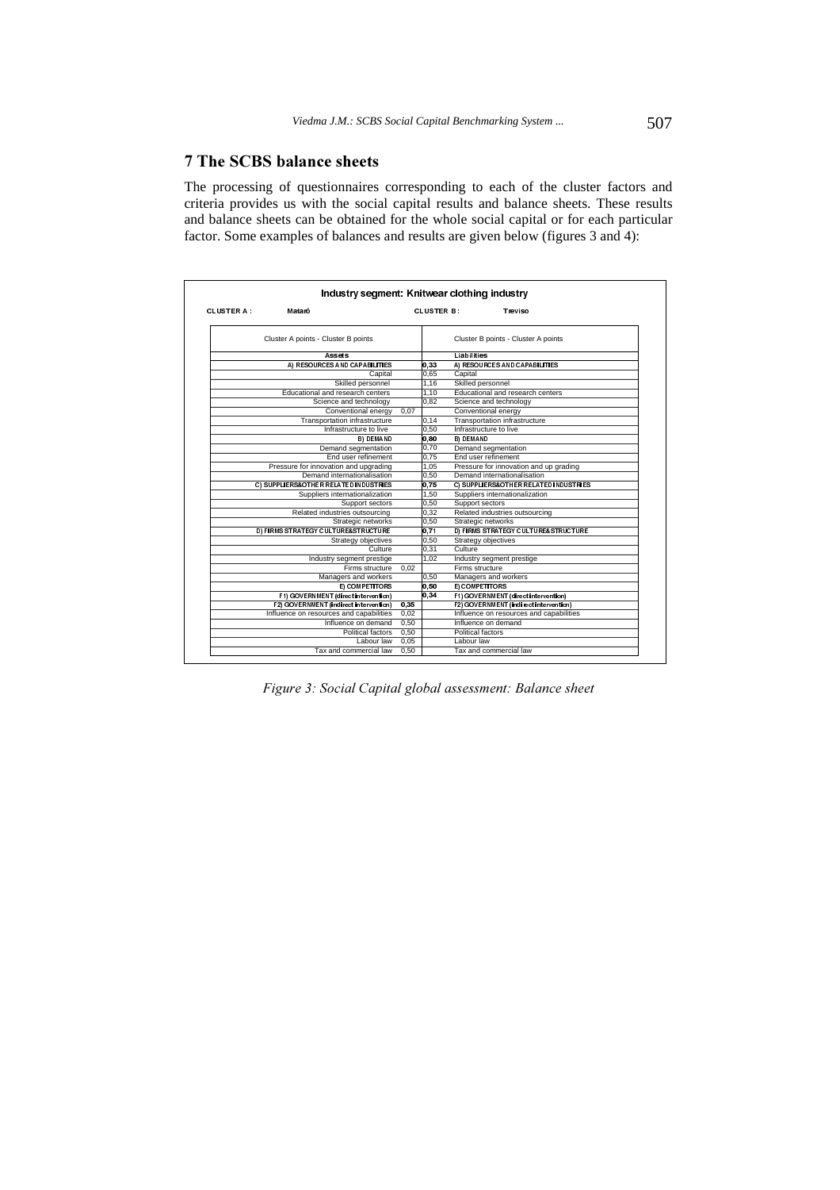## 7 The SCBS balance sheets

The processing of questionnaires corresponding to each of the cluster factors and criteria provides us with the social capital results and balance sheets. These results and balance sheets can be obtained for the whole social capital or for each particular factor. Some examples of balances and results are given below (figures 3 and 4):

**Industry segment: Knitwear clothing industry**

**CLUSTER A :** Mataró  **CLUSTER B :** Treviso

| Cluster A points - Cluster B points | | | Cluster B points - Cluster A points |
|---|---|---|---|
| **Assets** | | | **Liabilities** |
| A) RESOURCES AND CAPABILITIES | | 0,33 | A) RESOURCES AND CAPABILITIES |
| Capital | | 0,65 | Capital |
| Skilled personnel | | 1,16 | Skilled personnel |
| Educational and research centers | | 1,10 | Educational and research centers |
| Science and technology | | 0,82 | Science and technology |
| Conventional energy | 0,07 | | Conventional energy |
| Transportation infrastructure | | 0,14 | Transportation infrastructure |
| Infrastructure to live | | 0,50 | Infrastructure to live |
| B) DEMAND | | 0,80 | B) DEMAND |
| Demand segmentation | | 0,70 | Demand segmentation |
| End user refinement | | 0,75 | End user refinement |
| Pressure for innovation and upgrading | | 1,05 | Pressure for innovation and up grading |
| Demand internationalisation | | 0,50 | Demand internationalisation |
| C) SUPPLIERS&OTHER RELATED INDUSTRIES | | 0,75 | C) SUPPLIERS&OTHER RELATED INDUSTRIES |
| Suppliers internationalization | | 1,50 | Suppliers internationalization |
| Support sectors | | 0,50 | Support sectors |
| Related industries outsourcing | | 0,32 | Related industries outsourcing |
| Strategic networks | | 0,50 | Strategic networks |
| D) FIRMS STRATEGY CULTURE&STRUCTURE | | 0,71 | D) FIRMS STRATEGY CULTURE&STRUCTURE |
| Strategy objectives | | 0,50 | Strategy objectives |
| Culture | | 0,31 | Culture |
| Industry segment prestige | | 1,02 | Industry segment prestige |
| Firms structure | 0,02 | | Firms structure |
| Managers and workers | | 0,50 | Managers and workers |
| E) COMPETITORS | | 0,50 | E) COMPETITORS |
| F1) GOVERNMENT (direct intervention) | | 0,34 | F1) GOVERNMENT (direct intervention) |
| F2) GOVERNMENT (indirect intervention) | 0,35 | | F2) GOVERNMENT (indirect intervention) |
| Influence on resources and capabilities | 0,02 | | Influence on resources and capabilities |
| Influence on demand | 0,50 | | Influence on demand |
| Political factors | 0,50 | | Political factors |
| Labour law | 0,05 | | Labour law |
| Tax and commercial law | 0,50 | | Tax and commercial law |

*Figure 3: Social Capital global assessment: Balance sheet*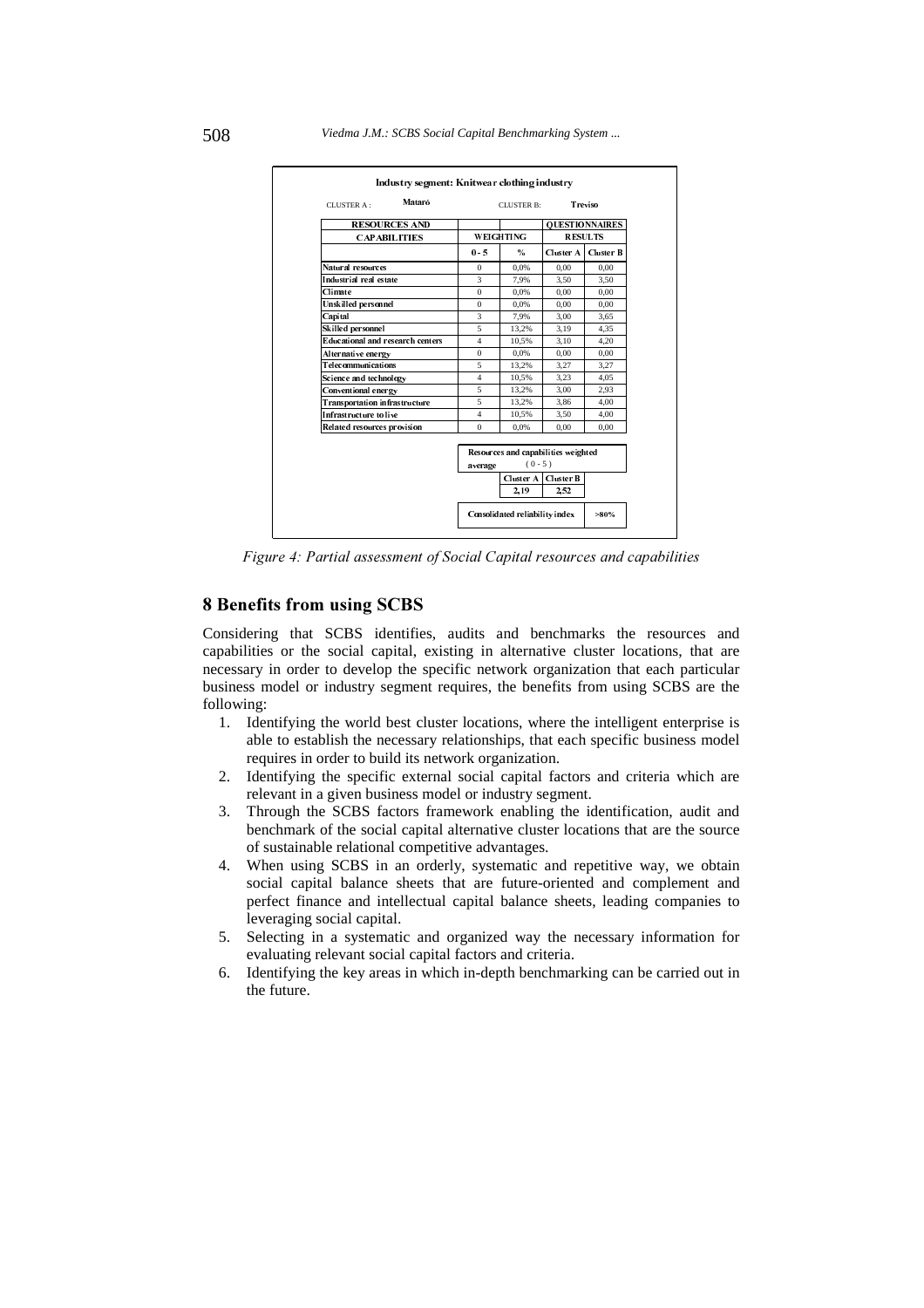**Industry segment: Knitwear clothing industry**

CLUSTER A: **Mataró** CLUSTER B: **Treviso**

| RESOURCES AND CAPABILITIES | WEIGHTING | | QUESTIONNAIRES RESULTS | |
|---|---|---|---|---|
| | 0 - 5 | % | Cluster A | Cluster B |
| Natural resources | 0 | 0,0% | 0,00 | 0,00 |
| Industrial real estate | 3 | 7,9% | 3,50 | 3,50 |
| Climate | 0 | 0,0% | 0,00 | 0,00 |
| Unskilled personnel | 0 | 0,0% | 0,00 | 0,00 |
| Capital | 3 | 7,9% | 3,00 | 3,65 |
| Skilled personnel | 5 | 13,2% | 3,19 | 4,35 |
| Educational and research centers | 4 | 10,5% | 3,10 | 4,20 |
| Alternative energy | 0 | 0,0% | 0,00 | 0,00 |
| Telecommunications | 5 | 13,2% | 3,27 | 3,27 |
| Science and technology | 4 | 10,5% | 3,23 | 4,05 |
| Conventional energy | 5 | 13,2% | 3,00 | 2,93 |
| Transportation infrastructure | 5 | 13,2% | 3,86 | 4,00 |
| Infrastructure to live | 4 | 10,5% | 3,50 | 4,00 |
| Related resources provision | 0 | 0,0% | 0,00 | 0,00 |

| Resources and capabilities weighted average (0 - 5) | Cluster A | Cluster B |
|---|---|---|
| | 2,19 | 2,52 |

| Consolidated reliability index | >80% |
|---|---|

*Figure 4: Partial assessment of Social Capital resources and capabilities*

## 8 Benefits from using SCBS

Considering that SCBS identifies, audits and benchmarks the resources and capabilities or the social capital, existing in alternative cluster locations, that are necessary in order to develop the specific network organization that each particular business model or industry segment requires, the benefits from using SCBS are the following:

1. Identifying the world best cluster locations, where the intelligent enterprise is able to establish the necessary relationships, that each specific business model requires in order to build its network organization.
2. Identifying the specific external social capital factors and criteria which are relevant in a given business model or industry segment.
3. Through the SCBS factors framework enabling the identification, audit and benchmark of the social capital alternative cluster locations that are the source of sustainable relational competitive advantages.
4. When using SCBS in an orderly, systematic and repetitive way, we obtain social capital balance sheets that are future-oriented and complement and perfect finance and intellectual capital balance sheets, leading companies to leveraging social capital.
5. Selecting in a systematic and organized way the necessary information for evaluating relevant social capital factors and criteria.
6. Identifying the key areas in which in-depth benchmarking can be carried out in the future.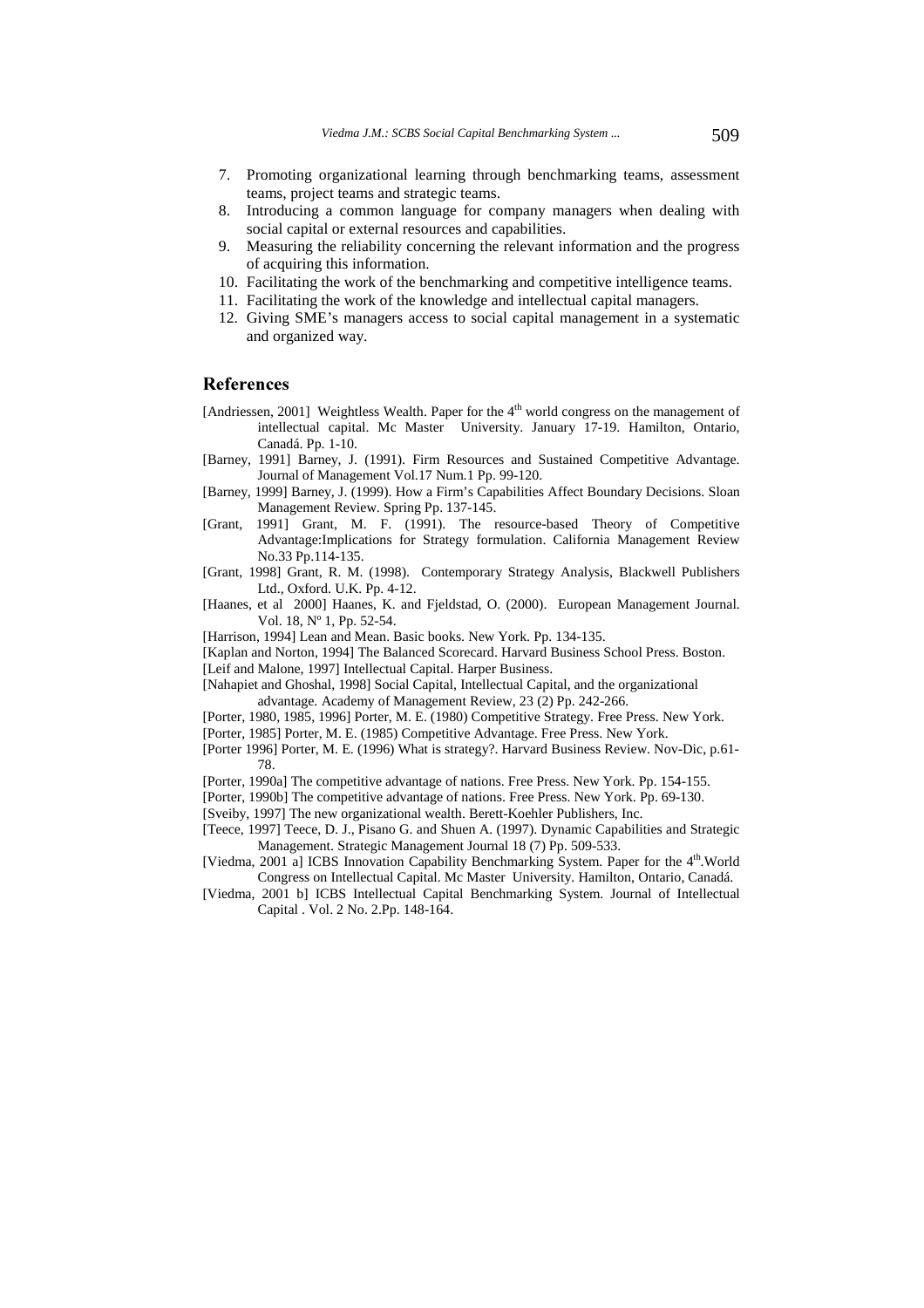7. Promoting organizational learning through benchmarking teams, assessment teams, project teams and strategic teams.
8. Introducing a common language for company managers when dealing with social capital or external resources and capabilities.
9. Measuring the reliability concerning the relevant information and the progress of acquiring this information.
10. Facilitating the work of the benchmarking and competitive intelligence teams.
11. Facilitating the work of the knowledge and intellectual capital managers.
12. Giving SME's managers access to social capital management in a systematic and organized way.

## References

[Andriessen, 2001] Weightless Wealth. Paper for the 4th world congress on the management of intellectual capital. Mc Master University. January 17-19. Hamilton, Ontario, Canadá. Pp. 1-10.

[Barney, 1991] Barney, J. (1991). Firm Resources and Sustained Competitive Advantage. Journal of Management Vol.17 Num.1 Pp. 99-120.

[Barney, 1999] Barney, J. (1999). How a Firm's Capabilities Affect Boundary Decisions. Sloan Management Review. Spring Pp. 137-145.

[Grant, 1991] Grant, M. F. (1991). The resource-based Theory of Competitive Advantage:Implications for Strategy formulation. California Management Review No.33 Pp.114-135.

[Grant, 1998] Grant, R. M. (1998). Contemporary Strategy Analysis, Blackwell Publishers Ltd., Oxford. U.K. Pp. 4-12.

[Haanes, et al 2000] Haanes, K. and Fjeldstad, O. (2000). European Management Journal. Vol. 18, Nº 1, Pp. 52-54.

[Harrison, 1994] Lean and Mean. Basic books. New York. Pp. 134-135.

[Kaplan and Norton, 1994] The Balanced Scorecard. Harvard Business School Press. Boston.

[Leif and Malone, 1997] Intellectual Capital. Harper Business.

[Nahapiet and Ghoshal, 1998] Social Capital, Intellectual Capital, and the organizational advantage. Academy of Management Review, 23 (2) Pp. 242-266.

[Porter, 1980, 1985, 1996] Porter, M. E. (1980) Competitive Strategy. Free Press. New York.

[Porter, 1985] Porter, M. E. (1985) Competitive Advantage. Free Press. New York.

[Porter 1996] Porter, M. E. (1996) What is strategy?. Harvard Business Review. Nov-Dic, p.61-78.

[Porter, 1990a] The competitive advantage of nations. Free Press. New York. Pp. 154-155.

[Porter, 1990b] The competitive advantage of nations. Free Press. New York. Pp. 69-130.

[Sveiby, 1997] The new organizational wealth. Berett-Koehler Publishers, Inc.

[Teece, 1997] Teece, D. J., Pisano G. and Shuen A. (1997). Dynamic Capabilities and Strategic Management. Strategic Management Journal 18 (7) Pp. 509-533.

[Viedma, 2001 a] ICBS Innovation Capability Benchmarking System. Paper for the 4th.World Congress on Intellectual Capital. Mc Master University. Hamilton, Ontario, Canadá.

[Viedma, 2001 b] ICBS Intellectual Capital Benchmarking System. Journal of Intellectual Capital . Vol. 2 No. 2.Pp. 148-164.